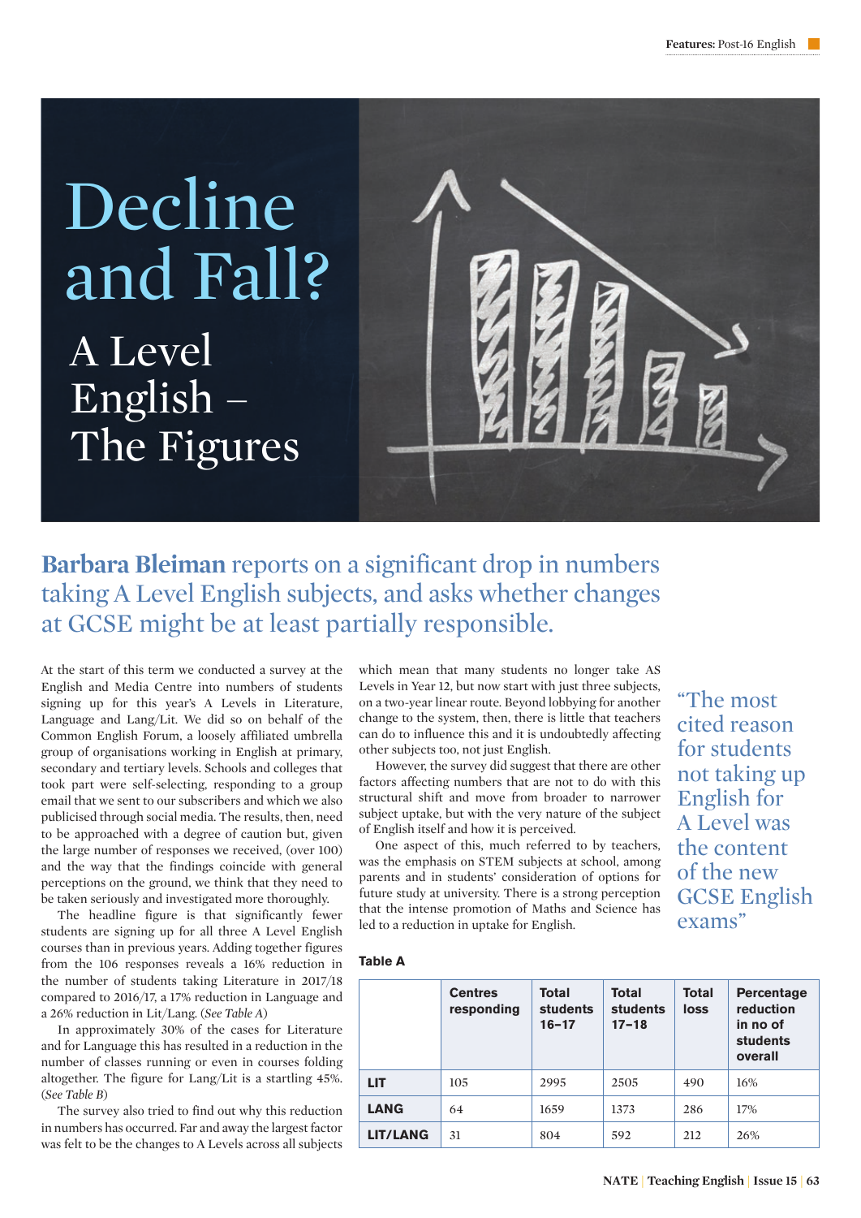# Decline and Fall?

## A Level English – The Figures

**Barbara Bleiman** reports on a significant drop in numbers taking A Level English subjects, and asks whether changes at GCSE might be at least partially responsible.

At the start of this term we conducted a survey at the English and Media Centre into numbers of students signing up for this year's A Levels in Literature, Language and Lang/Lit. We did so on behalf of the Common English Forum, a loosely affiliated umbrella group of organisations working in English at primary, secondary and tertiary levels. Schools and colleges that took part were self-selecting, responding to a group email that we sent to our subscribers and which we also publicised through social media. The results, then, need to be approached with a degree of caution but, given the large number of responses we received, (over 100) and the way that the findings coincide with general perceptions on the ground, we think that they need to be taken seriously and investigated more thoroughly.

The headline figure is that significantly fewer students are signing up for all three A Level English courses than in previous years. Adding together figures from the 106 responses reveals a 16% reduction in the number of students taking Literature in 2017/18 compared to 2016/17, a 17% reduction in Language and a 26% reduction in Lit/Lang. (*See Table A*)

In approximately 30% of the cases for Literature and for Language this has resulted in a reduction in the number of classes running or even in courses folding altogether. The figure for Lang/Lit is a startling 45%. (*See Table B*)

The survey also tried to find out why this reduction in numbers has occurred. Far and away the largest factor was felt to be the changes to A Levels across all subjects which mean that many students no longer take AS Levels in Year 12, but now start with just three subjects, on a two-year linear route. Beyond lobbying for another change to the system, then, there is little that teachers can do to influence this and it is undoubtedly affecting other subjects too, not just English.

However, the survey did suggest that there are other factors affecting numbers that are not to do with this structural shift and move from broader to narrower subject uptake, but with the very nature of the subject of English itself and how it is perceived.

One aspect of this, much referred to by teachers, was the emphasis on STEM subjects at school, among parents and in students' consideration of options for future study at university. There is a strong perception that the intense promotion of Maths and Science has led to a reduction in uptake for English.

> "The most cited reason for students not taking up English for A Level was the content of the new GCSE English exams"

**Table A**

| | Centres responding | Total students 16–17 | Total students 17–18 | Total loss | Percentage reduction in no of students overall |
|---|---|---|---|---|---|
| **LIT** | 105 | 2995 | 2505 | 490 | 16% |
| **LANG** | 64 | 1659 | 1373 | 286 | 17% |
| **LIT/LANG** | 31 | 804 | 592 | 212 | 26% |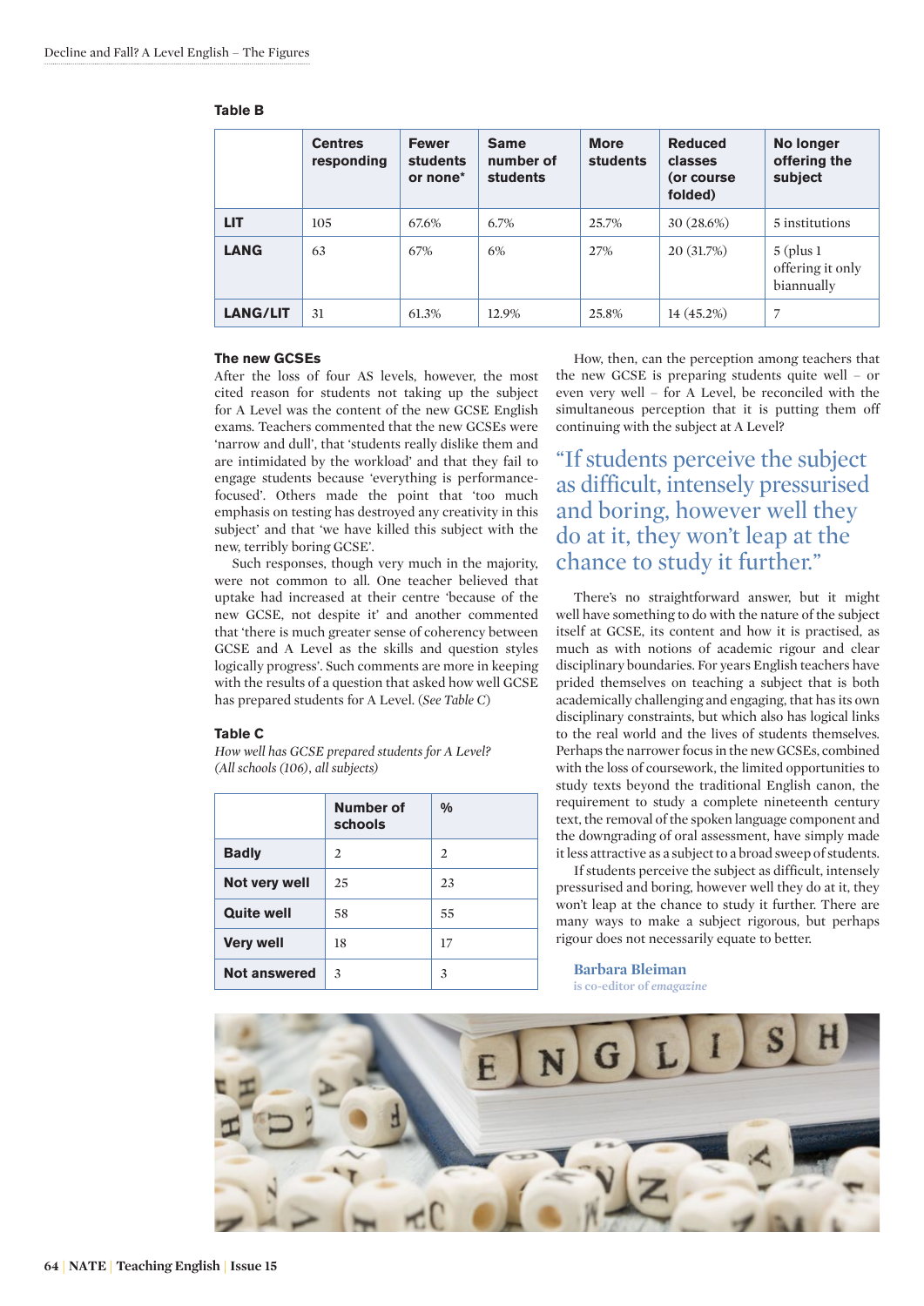**Table B**

| | Centres responding | Fewer students or none* | Same number of students | More students | Reduced classes (or course folded) | No longer offering the subject |
|---|---|---|---|---|---|---|
| **LIT** | 105 | 67.6% | 6.7% | 25.7% | 30 (28.6%) | 5 institutions |
| **LANG** | 63 | 67% | 6% | 27% | 20 (31.7%) | 5 (plus 1 offering it only biannually |
| **LANG/LIT** | 31 | 61.3% | 12.9% | 25.8% | 14 (45.2%) | 7 |

### The new GCSEs

After the loss of four AS levels, however, the most cited reason for students not taking up the subject for A Level was the content of the new GCSE English exams. Teachers commented that the new GCSEs were 'narrow and dull', that 'students really dislike them and are intimidated by the workload' and that they fail to engage students because 'everything is performance-focused'. Others made the point that 'too much emphasis on testing has destroyed any creativity in this subject' and that 'we have killed this subject with the new, terribly boring GCSE'.

Such responses, though very much in the majority, were not common to all. One teacher believed that uptake had increased at their centre 'because of the new GCSE, not despite it' and another commented that 'there is much greater sense of coherency between GCSE and A Level as the skills and question styles logically progress'. Such comments are more in keeping with the results of a question that asked how well GCSE has prepared students for A Level. (*See Table C*)

**Table C**

*How well has GCSE prepared students for A Level? (All schools (106), all subjects)*

| | Number of schools | % |
|---|---|---|
| **Badly** | 2 | 2 |
| **Not very well** | 25 | 23 |
| **Quite well** | 58 | 55 |
| **Very well** | 18 | 17 |
| **Not answered** | 3 | 3 |

How, then, can the perception among teachers that the new GCSE is preparing students quite well – or even very well – for A Level, be reconciled with the simultaneous perception that it is putting them off continuing with the subject at A Level?

> "If students perceive the subject as difficult, intensely pressurised and boring, however well they do at it, they won't leap at the chance to study it further."

There's no straightforward answer, but it might well have something to do with the nature of the subject itself at GCSE, its content and how it is practised, as much as with notions of academic rigour and clear disciplinary boundaries. For years English teachers have prided themselves on teaching a subject that is both academically challenging and engaging, that has its own disciplinary constraints, but which also has logical links to the real world and the lives of students themselves. Perhaps the narrower focus in the new GCSEs, combined with the loss of coursework, the limited opportunities to study texts beyond the traditional English canon, the requirement to study a complete nineteenth century text, the removal of the spoken language component and the downgrading of oral assessment, have simply made it less attractive as a subject to a broad sweep of students.

If students perceive the subject as difficult, intensely pressurised and boring, however well they do at it, they won't leap at the chance to study it further. There are many ways to make a subject rigorous, but perhaps rigour does not necessarily equate to better.

**Barbara Bleiman**
is co-editor of *emagazine*